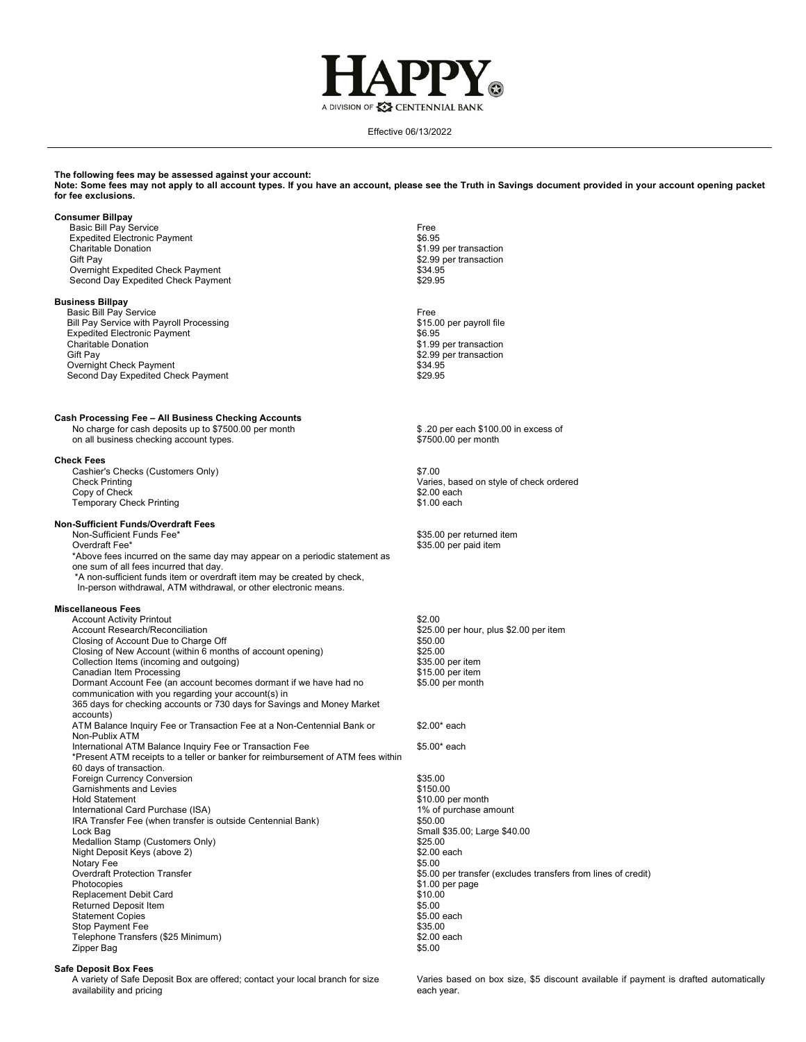# HAPPY

A DIVISION OF CENTENNIAL BANK

Effective 06/13/2022

**The following fees may be assessed against your account:**
**Note: Some fees may not apply to all account types. If you have an account, please see the Truth in Savings document provided in your account opening packet for fee exclusions.**

### Consumer Billpay

| Service | Fee |
|---|---|
| Basic Bill Pay Service | Free |
| Expedited Electronic Payment | $6.95 |
| Charitable Donation | $1.99 per transaction |
| Gift Pay | $2.99 per transaction |
| Overnight Expedited Check Payment | $34.95 |
| Second Day Expedited Check Payment | $29.95 |

### Business Billpay

| Service | Fee |
|---|---|
| Basic Bill Pay Service | Free |
| Bill Pay Service with Payroll Processing | $15.00 per payroll file |
| Expedited Electronic Payment | $6.95 |
| Charitable Donation | $1.99 per transaction |
| Gift Pay | $2.99 per transaction |
| Overnight Check Payment | $34.95 |
| Second Day Expedited Check Payment | $29.95 |

### Cash Processing Fee – All Business Checking Accounts

| Service | Fee |
|---|---|
| No charge for cash deposits up to $7500.00 per month on all business checking account types. | $ .20 per each $100.00 in excess of $7500.00 per month |

### Check Fees

| Service | Fee |
|---|---|
| Cashier's Checks (Customers Only) | $7.00 |
| Check Printing | Varies, based on style of check ordered |
| Copy of Check | $2.00 each |
| Temporary Check Printing | $1.00 each |

### Non-Sufficient Funds/Overdraft Fees

| Service | Fee |
|---|---|
| Non-Sufficient Funds Fee* | $35.00 per returned item |
| Overdraft Fee* | $35.00 per paid item |

*Above fees incurred on the same day may appear on a periodic statement as one sum of all fees incurred that day.
*A non-sufficient funds item or overdraft item may be created by check, In-person withdrawal, ATM withdrawal, or other electronic means.

### Miscellaneous Fees

| Service | Fee |
|---|---|
| Account Activity Printout | $2.00 |
| Account Research/Reconciliation | $25.00 per hour, plus $2.00 per item |
| Closing of Account Due to Charge Off | $50.00 |
| Closing of New Account (within 6 months of account opening) | $25.00 |
| Collection Items (incoming and outgoing) | $35.00 per item |
| Canadian Item Processing | $15.00 per item |
| Dormant Account Fee (an account becomes dormant if we have had no communication with you regarding your account(s) in 365 days for checking accounts or 730 days for Savings and Money Market accounts) | $5.00 per month |
| ATM Balance Inquiry Fee or Transaction Fee at a Non-Centennial Bank or Non-Publix ATM | $2.00* each |
| International ATM Balance Inquiry Fee or Transaction Fee | $5.00* each |

*Present ATM receipts to a teller or banker for reimbursement of ATM fees within 60 days of transaction.

| Service | Fee |
|---|---|
| Foreign Currency Conversion | $35.00 |
| Garnishments and Levies | $150.00 |
| Hold Statement | $10.00 per month |
| International Card Purchase (ISA) | 1% of purchase amount |
| IRA Transfer Fee (when transfer is outside Centennial Bank) | $50.00 |
| Lock Bag | Small $35.00; Large $40.00 |
| Medallion Stamp (Customers Only) | $25.00 |
| Night Deposit Keys (above 2) | $2.00 each |
| Notary Fee | $5.00 |
| Overdraft Protection Transfer | $5.00 per transfer (excludes transfers from lines of credit) |
| Photocopies | $1.00 per page |
| Replacement Debit Card | $10.00 |
| Returned Deposit Item | $5.00 |
| Statement Copies | $5.00 each |
| Stop Payment Fee | $35.00 |
| Telephone Transfers ($25 Minimum) | $2.00 each |
| Zipper Bag | $5.00 |

### Safe Deposit Box Fees

| Service | Fee |
|---|---|
| A variety of Safe Deposit Box are offered; contact your local branch for size availability and pricing | Varies based on box size, $5 discount available if payment is drafted automatically each year. |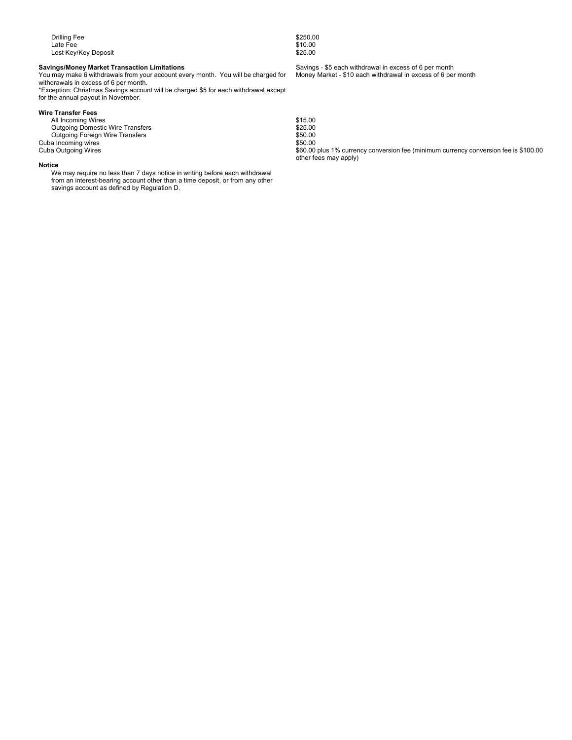| | |
|---|---|
| Drilling Fee | $250.00 |
| Late Fee | $10.00 |
| Lost Key/Key Deposit | $25.00 |

**Savings/Money Market Transaction Limitations**

You may make 6 withdrawals from your account every month. You will be charged for withdrawals in excess of 6 per month.

*Exception: Christmas Savings account will be charged $5 for each withdrawal except for the annual payout in November.

Savings - $5 each withdrawal in excess of 6 per month
Money Market - $10 each withdrawal in excess of 6 per month

**Wire Transfer Fees**

| | |
|---|---|
| All Incoming Wires | $15.00 |
| Outgoing Domestic Wire Transfers | $25.00 |
| Outgoing Foreign Wire Transfers | $50.00 |
| Cuba Incoming wires | $50.00 |
| Cuba Outgoing Wires | $60.00 plus 1% currency conversion fee (minimum currency conversion fee is $100.00 other fees may apply) |

**Notice**

We may require no less than 7 days notice in writing before each withdrawal from an interest-bearing account other than a time deposit, or from any other savings account as defined by Regulation D.